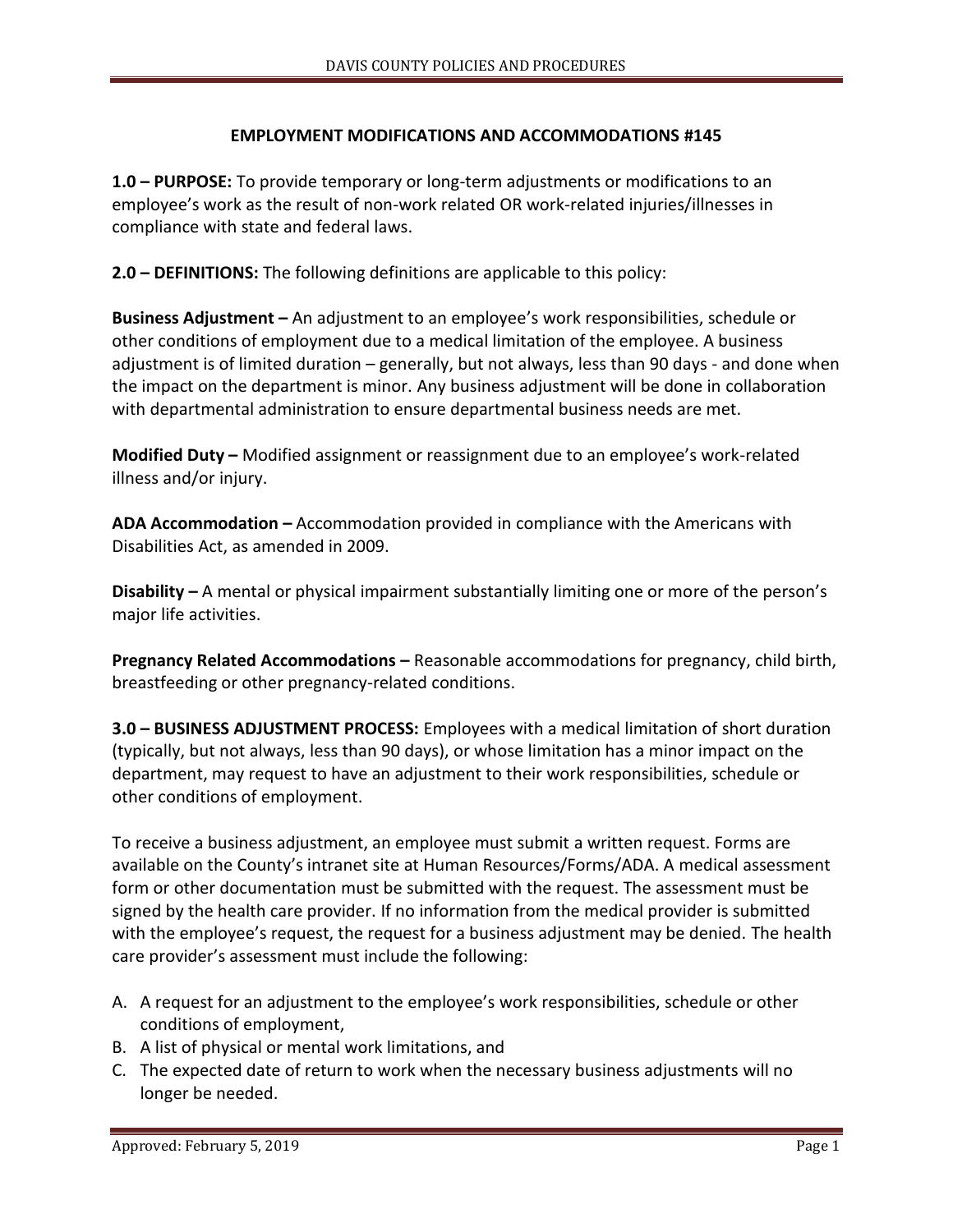## EMPLOYMENT MODIFICATIONS AND ACCOMMODATIONS #145

**1.0 – PURPOSE:** To provide temporary or long-term adjustments or modifications to an employee's work as the result of non-work related OR work-related injuries/illnesses in compliance with state and federal laws.

**2.0 – DEFINITIONS:** The following definitions are applicable to this policy:

**Business Adjustment –** An adjustment to an employee's work responsibilities, schedule or other conditions of employment due to a medical limitation of the employee. A business adjustment is of limited duration – generally, but not always, less than 90 days - and done when the impact on the department is minor. Any business adjustment will be done in collaboration with departmental administration to ensure departmental business needs are met.

**Modified Duty –** Modified assignment or reassignment due to an employee's work-related illness and/or injury.

**ADA Accommodation –** Accommodation provided in compliance with the Americans with Disabilities Act, as amended in 2009.

**Disability –** A mental or physical impairment substantially limiting one or more of the person's major life activities.

**Pregnancy Related Accommodations –** Reasonable accommodations for pregnancy, child birth, breastfeeding or other pregnancy-related conditions.

**3.0 – BUSINESS ADJUSTMENT PROCESS:** Employees with a medical limitation of short duration (typically, but not always, less than 90 days), or whose limitation has a minor impact on the department, may request to have an adjustment to their work responsibilities, schedule or other conditions of employment.

To receive a business adjustment, an employee must submit a written request. Forms are available on the County's intranet site at Human Resources/Forms/ADA. A medical assessment form or other documentation must be submitted with the request. The assessment must be signed by the health care provider. If no information from the medical provider is submitted with the employee's request, the request for a business adjustment may be denied. The health care provider's assessment must include the following:

A. A request for an adjustment to the employee's work responsibilities, schedule or other conditions of employment,
B. A list of physical or mental work limitations, and
C. The expected date of return to work when the necessary business adjustments will no longer be needed.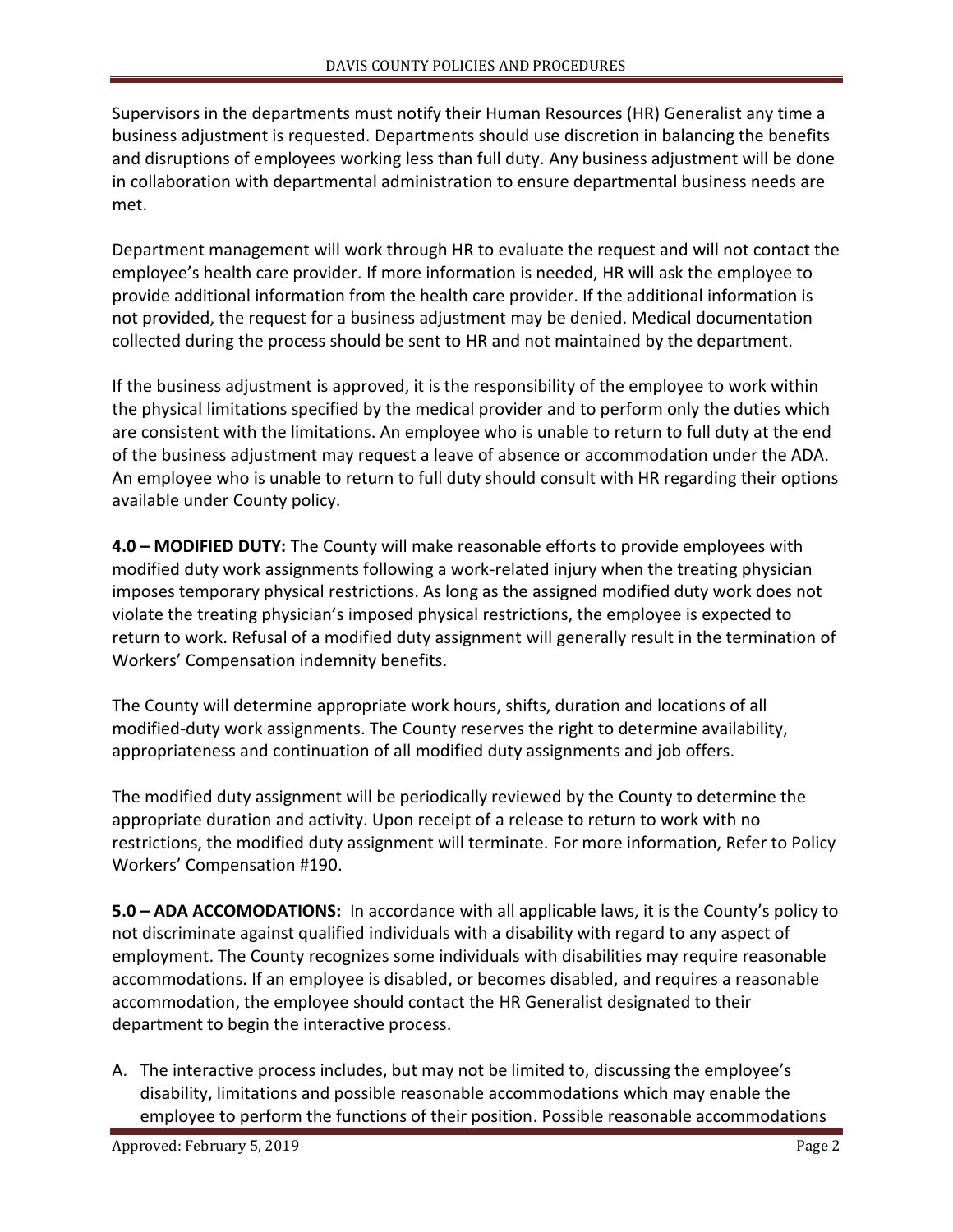Supervisors in the departments must notify their Human Resources (HR) Generalist any time a business adjustment is requested. Departments should use discretion in balancing the benefits and disruptions of employees working less than full duty. Any business adjustment will be done in collaboration with departmental administration to ensure departmental business needs are met.

Department management will work through HR to evaluate the request and will not contact the employee's health care provider. If more information is needed, HR will ask the employee to provide additional information from the health care provider. If the additional information is not provided, the request for a business adjustment may be denied. Medical documentation collected during the process should be sent to HR and not maintained by the department.

If the business adjustment is approved, it is the responsibility of the employee to work within the physical limitations specified by the medical provider and to perform only the duties which are consistent with the limitations. An employee who is unable to return to full duty at the end of the business adjustment may request a leave of absence or accommodation under the ADA. An employee who is unable to return to full duty should consult with HR regarding their options available under County policy.

**4.0 – MODIFIED DUTY:** The County will make reasonable efforts to provide employees with modified duty work assignments following a work-related injury when the treating physician imposes temporary physical restrictions. As long as the assigned modified duty work does not violate the treating physician's imposed physical restrictions, the employee is expected to return to work. Refusal of a modified duty assignment will generally result in the termination of Workers' Compensation indemnity benefits.

The County will determine appropriate work hours, shifts, duration and locations of all modified-duty work assignments. The County reserves the right to determine availability, appropriateness and continuation of all modified duty assignments and job offers.

The modified duty assignment will be periodically reviewed by the County to determine the appropriate duration and activity. Upon receipt of a release to return to work with no restrictions, the modified duty assignment will terminate. For more information, Refer to Policy Workers' Compensation #190.

**5.0 – ADA ACCOMODATIONS:** In accordance with all applicable laws, it is the County's policy to not discriminate against qualified individuals with a disability with regard to any aspect of employment. The County recognizes some individuals with disabilities may require reasonable accommodations. If an employee is disabled, or becomes disabled, and requires a reasonable accommodation, the employee should contact the HR Generalist designated to their department to begin the interactive process.

A. The interactive process includes, but may not be limited to, discussing the employee's disability, limitations and possible reasonable accommodations which may enable the employee to perform the functions of their position. Possible reasonable accommodations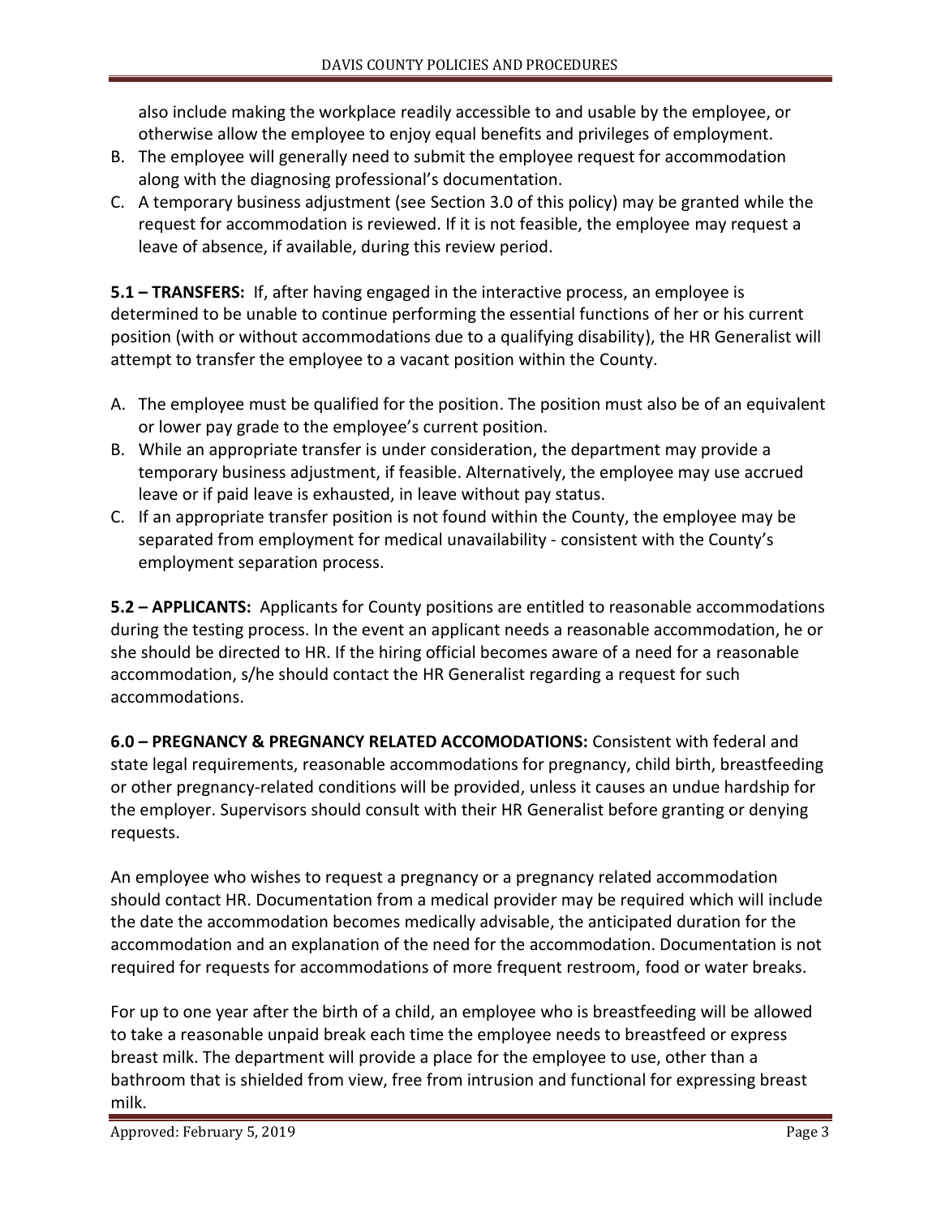also include making the workplace readily accessible to and usable by the employee, or otherwise allow the employee to enjoy equal benefits and privileges of employment.

B. The employee will generally need to submit the employee request for accommodation along with the diagnosing professional's documentation.
C. A temporary business adjustment (see Section 3.0 of this policy) may be granted while the request for accommodation is reviewed. If it is not feasible, the employee may request a leave of absence, if available, during this review period.

**5.1 – TRANSFERS:** If, after having engaged in the interactive process, an employee is determined to be unable to continue performing the essential functions of her or his current position (with or without accommodations due to a qualifying disability), the HR Generalist will attempt to transfer the employee to a vacant position within the County.

A. The employee must be qualified for the position. The position must also be of an equivalent or lower pay grade to the employee's current position.
B. While an appropriate transfer is under consideration, the department may provide a temporary business adjustment, if feasible. Alternatively, the employee may use accrued leave or if paid leave is exhausted, in leave without pay status.
C. If an appropriate transfer position is not found within the County, the employee may be separated from employment for medical unavailability - consistent with the County's employment separation process.

**5.2 – APPLICANTS:** Applicants for County positions are entitled to reasonable accommodations during the testing process. In the event an applicant needs a reasonable accommodation, he or she should be directed to HR. If the hiring official becomes aware of a need for a reasonable accommodation, s/he should contact the HR Generalist regarding a request for such accommodations.

**6.0 – PREGNANCY & PREGNANCY RELATED ACCOMODATIONS:** Consistent with federal and state legal requirements, reasonable accommodations for pregnancy, child birth, breastfeeding or other pregnancy-related conditions will be provided, unless it causes an undue hardship for the employer. Supervisors should consult with their HR Generalist before granting or denying requests.

An employee who wishes to request a pregnancy or a pregnancy related accommodation should contact HR. Documentation from a medical provider may be required which will include the date the accommodation becomes medically advisable, the anticipated duration for the accommodation and an explanation of the need for the accommodation. Documentation is not required for requests for accommodations of more frequent restroom, food or water breaks.

For up to one year after the birth of a child, an employee who is breastfeeding will be allowed to take a reasonable unpaid break each time the employee needs to breastfeed or express breast milk. The department will provide a place for the employee to use, other than a bathroom that is shielded from view, free from intrusion and functional for expressing breast milk.

Approved: February 5, 2019